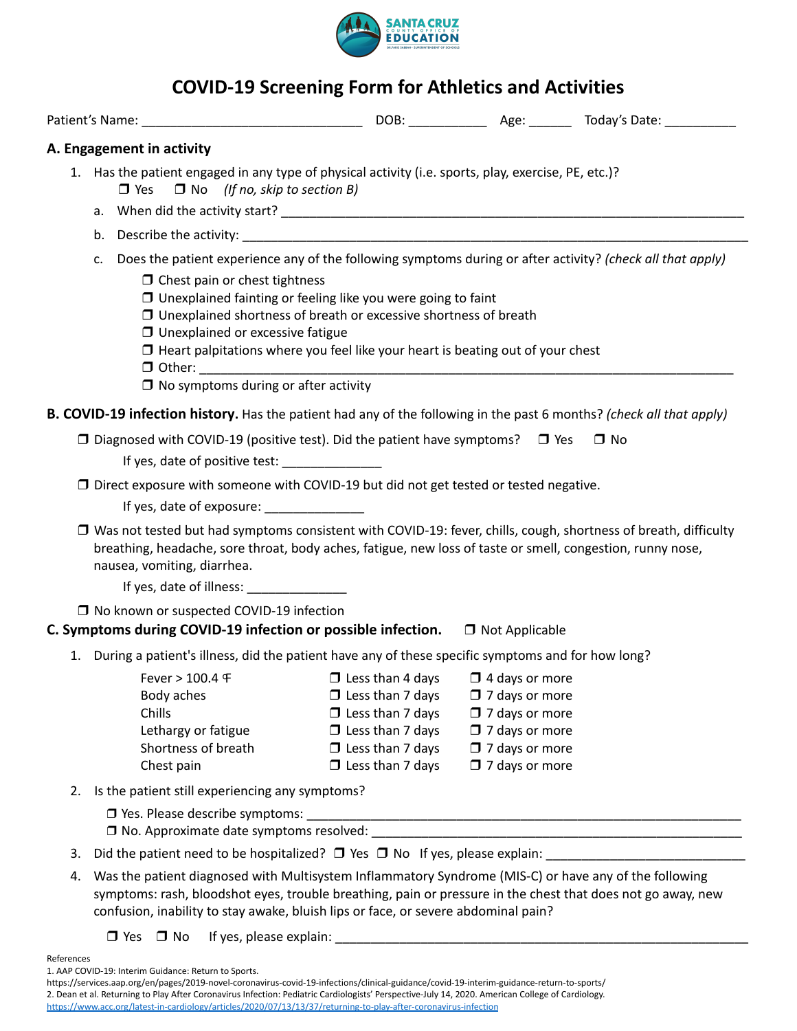# COVID-19 Screening Form for Athletics and Activities

Patient's Name: ______________________________ DOB: ___________ Age: ______ Today's Date: __________

## A. Engagement in activity

1. Has the patient engaged in any type of physical activity (i.e. sports, play, exercise, PE, etc.)?
   ❒ Yes ❒ No *(If no, skip to section B)*
   a. When did the activity start? ______________________________________________________________
   b. Describe the activity: ___________________________________________________________________
   c. Does the patient experience any of the following symptoms during or after activity? *(check all that apply)*
      - ❒ Chest pain or chest tightness
      - ❒ Unexplained fainting or feeling like you were going to faint
      - ❒ Unexplained shortness of breath or excessive shortness of breath
      - ❒ Unexplained or excessive fatigue
      - ❒ Heart palpitations where you feel like your heart is beating out of your chest
      - ❒ Other: ______________________________________________________________________
      - ❒ No symptoms during or after activity

## B. COVID-19 infection history.

Has the patient had any of the following in the past 6 months? *(check all that apply)*

❒ Diagnosed with COVID-19 (positive test). Did the patient have symptoms? ❒ Yes ❒ No

If yes, date of positive test: ______________

❒ Direct exposure with someone with COVID-19 but did not get tested or tested negative.

If yes, date of exposure: ______________

❒ Was not tested but had symptoms consistent with COVID-19: fever, chills, cough, shortness of breath, difficulty breathing, headache, sore throat, body aches, fatigue, new loss of taste or smell, congestion, runny nose, nausea, vomiting, diarrhea.

If yes, date of illness: ______________

❒ No known or suspected COVID-19 infection

## C. Symptoms during COVID-19 infection or possible infection. ❒ Not Applicable

1. During a patient's illness, did the patient have any of these specific symptoms and for how long?

| Symptom | | |
|---|---|---|
| Fever > 100.4 ℉ | ❒ Less than 4 days | ❒ 4 days or more |
| Body aches | ❒ Less than 7 days | ❒ 7 days or more |
| Chills | ❒ Less than 7 days | ❒ 7 days or more |
| Lethargy or fatigue | ❒ Less than 7 days | ❒ 7 days or more |
| Shortness of breath | ❒ Less than 7 days | ❒ 7 days or more |
| Chest pain | ❒ Less than 7 days | ❒ 7 days or more |

2. Is the patient still experiencing any symptoms?
   ❒ Yes. Please describe symptoms: ___________________________________________________________
   ❒ No. Approximate date symptoms resolved: ___________________________________________________
3. Did the patient need to be hospitalized? ❒ Yes ❒ No If yes, please explain: ___________________________
4. Was the patient diagnosed with Multisystem Inflammatory Syndrome (MIS-C) or have any of the following symptoms: rash, bloodshot eyes, trouble breathing, pain or pressure in the chest that does not go away, new confusion, inability to stay awake, bluish lips or face, or severe abdominal pain?

   ❒ Yes ❒ No If yes, please explain: _______________________________________________________

References
1. AAP COVID-19: Interim Guidance: Return to Sports.
https://services.aap.org/en/pages/2019-novel-coronavirus-covid-19-infections/clinical-guidance/covid-19-interim-guidance-return-to-sports/
2. Dean et al. Returning to Play After Coronavirus Infection: Pediatric Cardiologists' Perspective-July 14, 2020. American College of Cardiology.
https://www.acc.org/latest-in-cardiology/articles/2020/07/13/13/37/returning-to-play-after-coronavirus-infection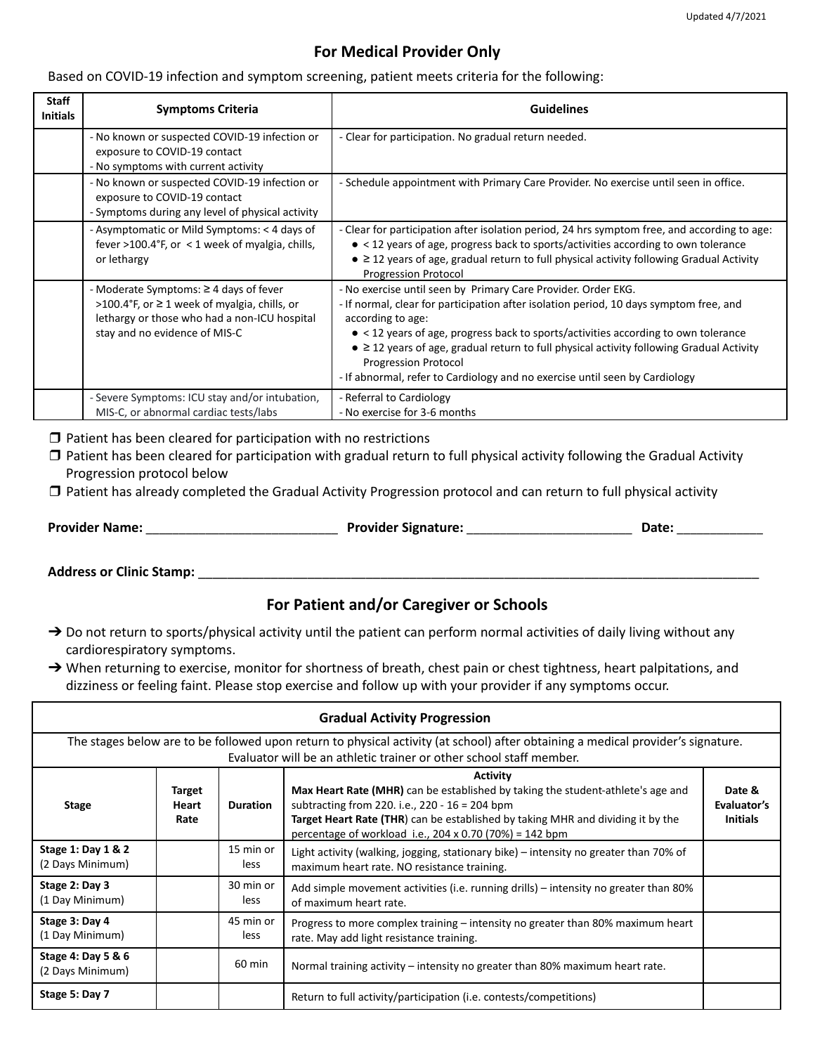Updated 4/7/2021

## For Medical Provider Only

Based on COVID-19 infection and symptom screening, patient meets criteria for the following:

| Staff Initials | Symptoms Criteria | Guidelines |
|---|---|---|
| | - No known or suspected COVID-19 infection or exposure to COVID-19 contact<br>- No symptoms with current activity | - Clear for participation. No gradual return needed. |
| | - No known or suspected COVID-19 infection or exposure to COVID-19 contact<br>- Symptoms during any level of physical activity | - Schedule appointment with Primary Care Provider. No exercise until seen in office. |
| | - Asymptomatic or Mild Symptoms: < 4 days of fever >100.4°F, or < 1 week of myalgia, chills, or lethargy | - Clear for participation after isolation period, 24 hrs symptom free, and according to age:<br>● < 12 years of age, progress back to sports/activities according to own tolerance<br>● ≥ 12 years of age, gradual return to full physical activity following Gradual Activity Progression Protocol |
| | - Moderate Symptoms: ≥ 4 days of fever >100.4°F, or ≥ 1 week of myalgia, chills, or lethargy or those who had a non-ICU hospital stay and no evidence of MIS-C | - No exercise until seen by Primary Care Provider. Order EKG.<br>- If normal, clear for participation after isolation period, 10 days symptom free, and according to age:<br>● < 12 years of age, progress back to sports/activities according to own tolerance<br>● ≥ 12 years of age, gradual return to full physical activity following Gradual Activity Progression Protocol<br>- If abnormal, refer to Cardiology and no exercise until seen by Cardiology |
| | - Severe Symptoms: ICU stay and/or intubation, MIS-C, or abnormal cardiac tests/labs | - Referral to Cardiology<br>- No exercise for 3-6 months |

☐ Patient has been cleared for participation with no restrictions

☐ Patient has been cleared for participation with gradual return to full physical activity following the Gradual Activity Progression protocol below

☐ Patient has already completed the Gradual Activity Progression protocol and can return to full physical activity

**Provider Name:** ___________________________ **Provider Signature:** _______________________ **Date:** ____________

**Address or Clinic Stamp:** ________________________________________________________________________________

## For Patient and/or Caregiver or Schools

➔ Do not return to sports/physical activity until the patient can perform normal activities of daily living without any cardiorespiratory symptoms.

➔ When returning to exercise, monitor for shortness of breath, chest pain or chest tightness, heart palpitations, and dizziness or feeling faint. Please stop exercise and follow up with your provider if any symptoms occur.

**Gradual Activity Progression**

The stages below are to be followed upon return to physical activity (at school) after obtaining a medical provider's signature. Evaluator will be an athletic trainer or other school staff member.

| Stage | Target Heart Rate | Duration | Activity<br>**Max Heart Rate (MHR)** can be established by taking the student-athlete's age and subtracting from 220. i.e., 220 - 16 = 204 bpm<br>**Target Heart Rate (THR**) can be established by taking MHR and dividing it by the percentage of workload i.e., 204 x 0.70 (70%) = 142 bpm | Date & Evaluator's Initials |
|---|---|---|---|---|
| **Stage 1: Day 1 & 2** (2 Days Minimum) | | 15 min or less | Light activity (walking, jogging, stationary bike) – intensity no greater than 70% of maximum heart rate. NO resistance training. | |
| **Stage 2: Day 3** (1 Day Minimum) | | 30 min or less | Add simple movement activities (i.e. running drills) – intensity no greater than 80% of maximum heart rate. | |
| **Stage 3: Day 4** (1 Day Minimum) | | 45 min or less | Progress to more complex training – intensity no greater than 80% maximum heart rate. May add light resistance training. | |
| **Stage 4: Day 5 & 6** (2 Days Minimum) | | 60 min | Normal training activity – intensity no greater than 80% maximum heart rate. | |
| **Stage 5: Day 7** | | | Return to full activity/participation (i.e. contests/competitions) | |